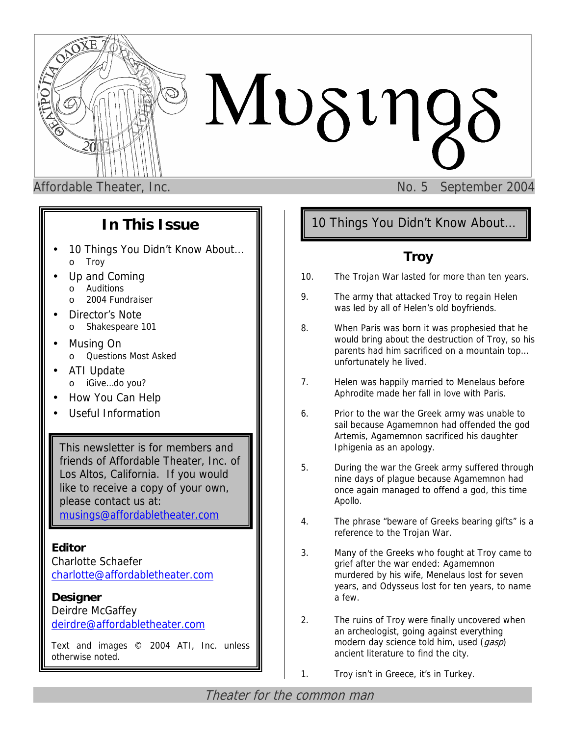# Musings

Affordable Theater, Inc. No. 5 September 2004

## In This Issue

- 10 Things You Didn't Know About…
  - Troy
- Up and Coming
  - Auditions
  - 2004 Fundraiser
- Director's Note
  - Shakespeare 101
- Musing On
  - Questions Most Asked
- ATI Update
  - iGive…do you?
- How You Can Help
- Useful Information

This newsletter is for members and friends of Affordable Theater, Inc. of Los Altos, California. If you would like to receive a copy of your own, please contact us at: musings@affordabletheater.com

**Editor**
Charlotte Schaefer
charlotte@affordabletheater.com

**Designer**
Deirdre McGaffey
deirdre@affordabletheater.com

Text and images © 2004 ATI, Inc. unless otherwise noted.

## 10 Things You Didn't Know About…

### Troy

10. The Trojan War lasted for more than ten years.

9. The army that attacked Troy to regain Helen was led by all of Helen's old boyfriends.

8. When Paris was born it was prophesied that he would bring about the destruction of Troy, so his parents had him sacrificed on a mountain top… unfortunately he lived.

7. Helen was happily married to Menelaus before Aphrodite made her fall in love with Paris.

6. Prior to the war the Greek army was unable to sail because Agamemnon had offended the god Artemis, Agamemnon sacrificed his daughter Iphigenia as an apology.

5. During the war the Greek army suffered through nine days of plague because Agamemnon had once again managed to offend a god, this time Apollo.

4. The phrase "beware of Greeks bearing gifts" is a reference to the Trojan War.

3. Many of the Greeks who fought at Troy came to grief after the war ended: Agamemnon murdered by his wife, Menelaus lost for seven years, and Odysseus lost for ten years, to name a few.

2. The ruins of Troy were finally uncovered when an archeologist, going against everything modern day science told him, used (*gasp*) ancient literature to find the city.

1. Troy isn't in Greece, it's in Turkey.

*Theater for the common man*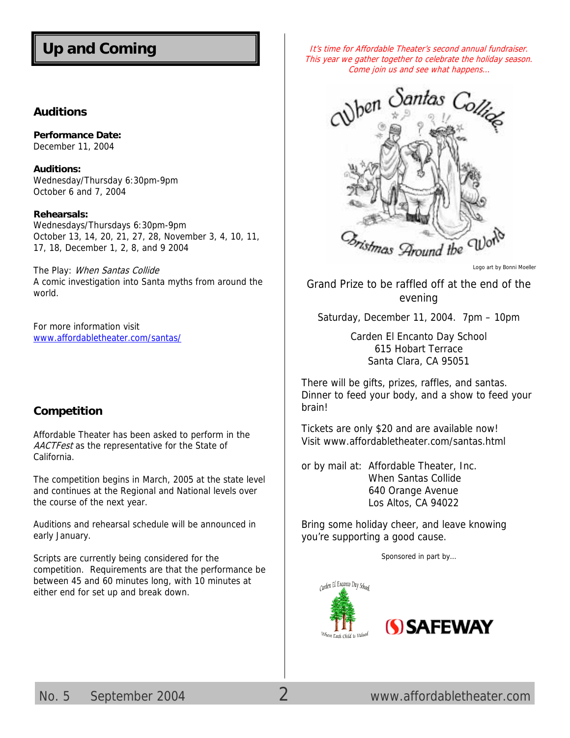# Up and Coming

## Auditions

**Performance Date:**
December 11, 2004

**Auditions:**
Wednesday/Thursday 6:30pm-9pm
October 6 and 7, 2004

**Rehearsals:**
Wednesdays/Thursdays 6:30pm-9pm
October 13, 14, 20, 21, 27, 28, November 3, 4, 10, 11, 17, 18, December 1, 2, 8, and 9 2004

The Play: *When Santas Collide*
A comic investigation into Santa myths from around the world.

For more information visit
www.affordabletheater.com/santas/

## Competition

Affordable Theater has been asked to perform in the *AACTFest* as the representative for the State of California.

The competition begins in March, 2005 at the state level and continues at the Regional and National levels over the course of the next year.

Auditions and rehearsal schedule will be announced in early January.

Scripts are currently being considered for the competition. Requirements are that the performance be between 45 and 60 minutes long, with 10 minutes at either end for set up and break down.

*It's time for Affordable Theater's second annual fundraiser. This year we gather together to celebrate the holiday season. Come join us and see what happens…*

When Santas Collide
Christmas Around the World

Logo art by Bonni Moeller

Grand Prize to be raffled off at the end of the evening

Saturday, December 11, 2004. 7pm – 10pm

Carden El Encanto Day School
615 Hobart Terrace
Santa Clara, CA 95051

There will be gifts, prizes, raffles, and santas. Dinner to feed your body, and a show to feed your brain!

Tickets are only $20 and are available now!
Visit www.affordabletheater.com/santas.html

or by mail at: Affordable Theater, Inc.
When Santas Collide
640 Orange Avenue
Los Altos, CA 94022

Bring some holiday cheer, and leave knowing you're supporting a good cause.

Sponsored in part by…

Carden El Encanto Day School — Where Each Child is Valued

SAFEWAY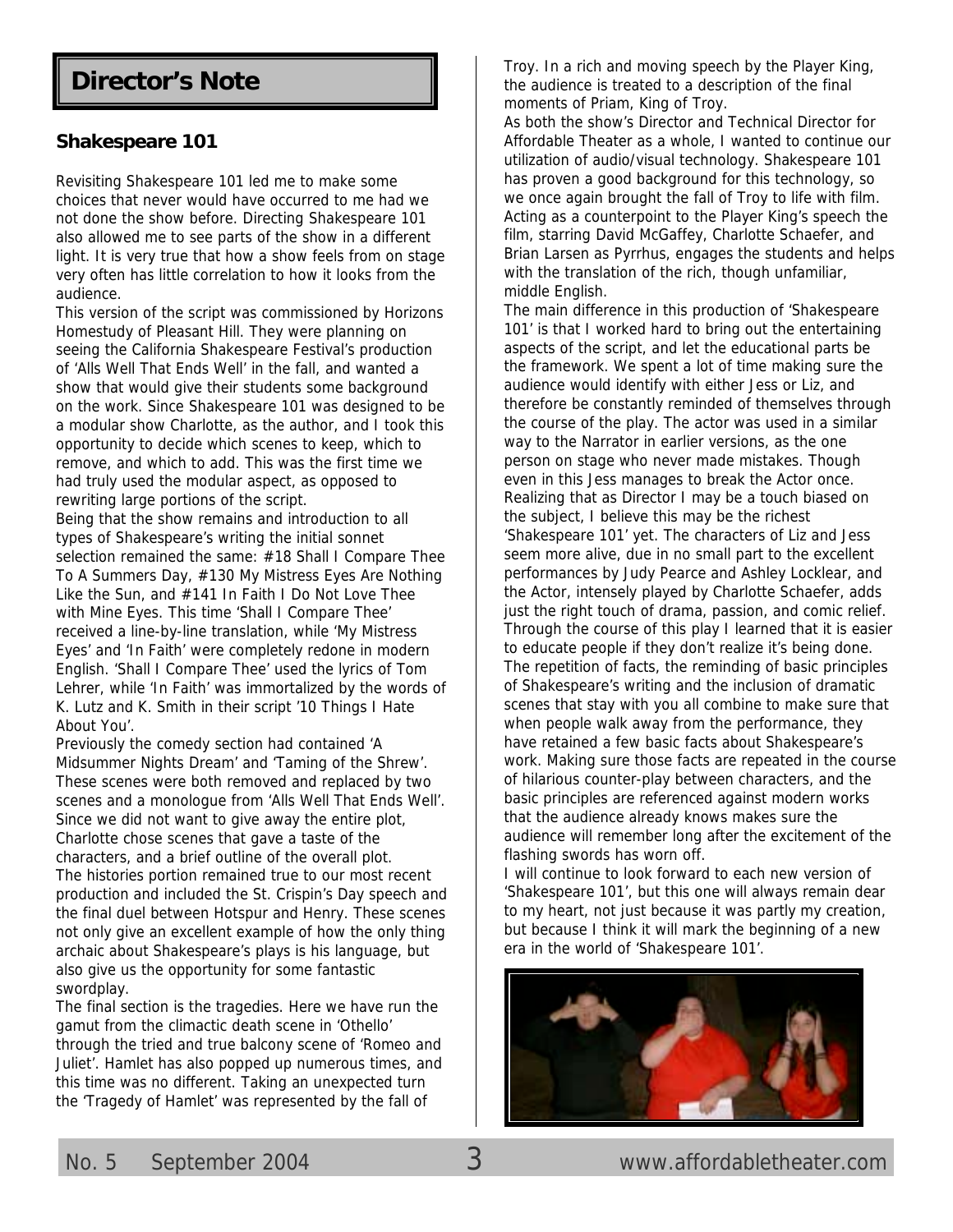## Director's Note

### Shakespeare 101

Revisiting Shakespeare 101 led me to make some choices that never would have occurred to me had we not done the show before. Directing Shakespeare 101 also allowed me to see parts of the show in a different light. It is very true that how a show feels from on stage very often has little correlation to how it looks from the audience.

This version of the script was commissioned by Horizons Homestudy of Pleasant Hill. They were planning on seeing the California Shakespeare Festival's production of 'Alls Well That Ends Well' in the fall, and wanted a show that would give their students some background on the work. Since Shakespeare 101 was designed to be a modular show Charlotte, as the author, and I took this opportunity to decide which scenes to keep, which to remove, and which to add. This was the first time we had truly used the modular aspect, as opposed to rewriting large portions of the script.

Being that the show remains and introduction to all types of Shakespeare's writing the initial sonnet selection remained the same: #18 Shall I Compare Thee To A Summers Day, #130 My Mistress Eyes Are Nothing Like the Sun, and #141 In Faith I Do Not Love Thee with Mine Eyes. This time 'Shall I Compare Thee' received a line-by-line translation, while 'My Mistress Eyes' and 'In Faith' were completely redone in modern English. 'Shall I Compare Thee' used the lyrics of Tom Lehrer, while 'In Faith' was immortalized by the words of K. Lutz and K. Smith in their script '10 Things I Hate About You'.

Previously the comedy section had contained 'A Midsummer Nights Dream' and 'Taming of the Shrew'. These scenes were both removed and replaced by two scenes and a monologue from 'Alls Well That Ends Well'. Since we did not want to give away the entire plot, Charlotte chose scenes that gave a taste of the characters, and a brief outline of the overall plot.

The histories portion remained true to our most recent production and included the St. Crispin's Day speech and the final duel between Hotspur and Henry. These scenes not only give an excellent example of how the only thing archaic about Shakespeare's plays is his language, but also give us the opportunity for some fantastic swordplay.

The final section is the tragedies. Here we have run the gamut from the climactic death scene in 'Othello' through the tried and true balcony scene of 'Romeo and Juliet'. Hamlet has also popped up numerous times, and this time was no different. Taking an unexpected turn the 'Tragedy of Hamlet' was represented by the fall of Troy. In a rich and moving speech by the Player King, the audience is treated to a description of the final moments of Priam, King of Troy.

As both the show's Director and Technical Director for Affordable Theater as a whole, I wanted to continue our utilization of audio/visual technology. Shakespeare 101 has proven a good background for this technology, so we once again brought the fall of Troy to life with film. Acting as a counterpoint to the Player King's speech the film, starring David McGaffey, Charlotte Schaefer, and Brian Larsen as Pyrrhus, engages the students and helps with the translation of the rich, though unfamiliar, middle English.

The main difference in this production of 'Shakespeare 101' is that I worked hard to bring out the entertaining aspects of the script, and let the educational parts be the framework. We spent a lot of time making sure the audience would identify with either Jess or Liz, and therefore be constantly reminded of themselves through the course of the play. The actor was used in a similar way to the Narrator in earlier versions, as the one person on stage who never made mistakes. Though even in this Jess manages to break the Actor once.

Realizing that as Director I may be a touch biased on the subject, I believe this may be the richest 'Shakespeare 101' yet. The characters of Liz and Jess seem more alive, due in no small part to the excellent performances by Judy Pearce and Ashley Locklear, and the Actor, intensely played by Charlotte Schaefer, adds just the right touch of drama, passion, and comic relief.

Through the course of this play I learned that it is easier to educate people if they don't realize it's being done. The repetition of facts, the reminding of basic principles of Shakespeare's writing and the inclusion of dramatic scenes that stay with you all combine to make sure that when people walk away from the performance, they have retained a few basic facts about Shakespeare's work. Making sure those facts are repeated in the course of hilarious counter-play between characters, and the basic principles are referenced against modern works that the audience already knows makes sure the audience will remember long after the excitement of the flashing swords has worn off.

I will continue to look forward to each new version of 'Shakespeare 101', but this one will always remain dear to my heart, not just because it was partly my creation, but because I think it will mark the beginning of a new era in the world of 'Shakespeare 101'.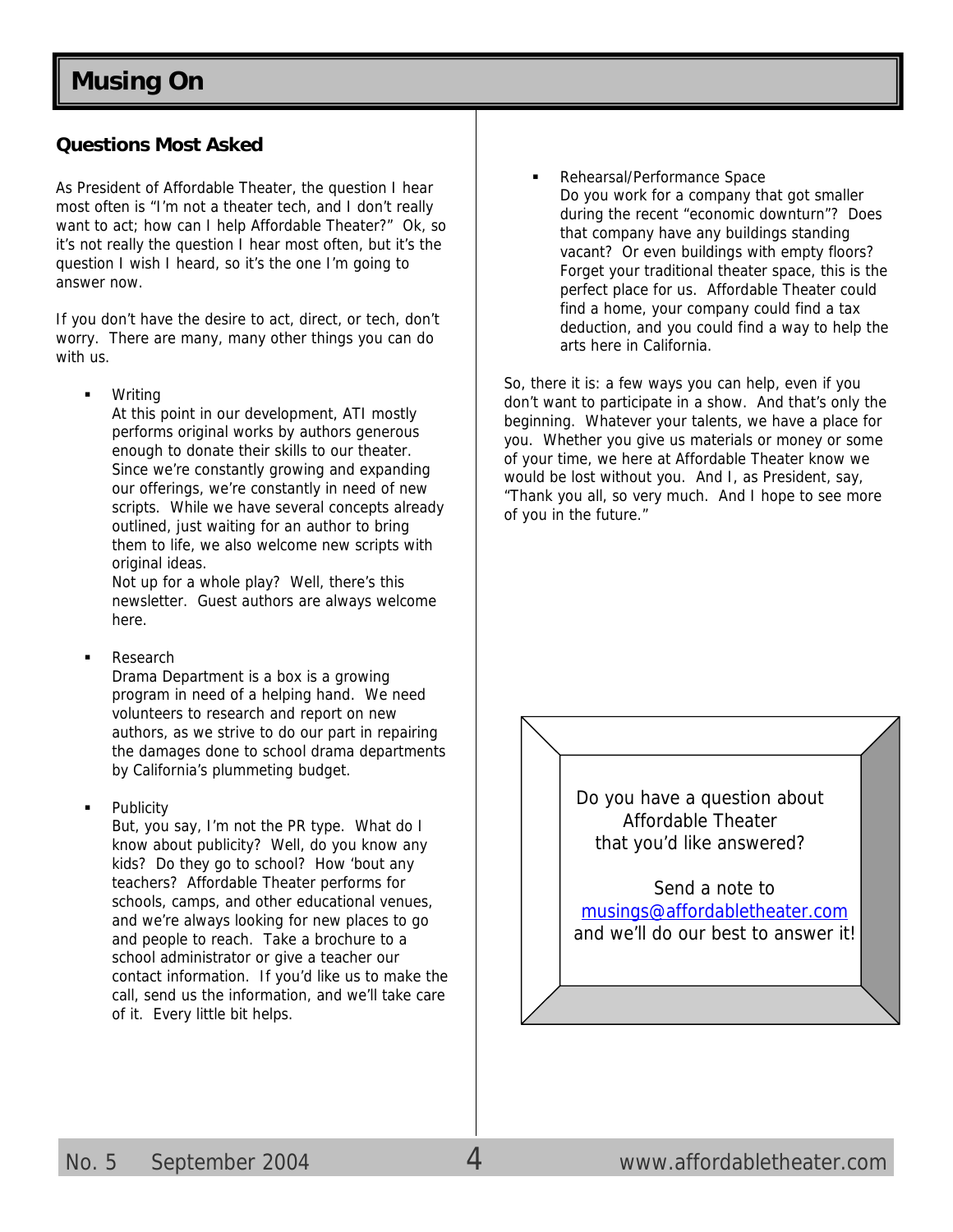# Musing On

## Questions Most Asked

As President of Affordable Theater, the question I hear most often is "I'm not a theater tech, and I don't really want to act; how can I help Affordable Theater?" Ok, so it's not really the question I hear most often, but it's the question I wish I heard, so it's the one I'm going to answer now.

If you don't have the desire to act, direct, or tech, don't worry. There are many, many other things you can do with us.

- Writing
  At this point in our development, ATI mostly performs original works by authors generous enough to donate their skills to our theater. Since we're constantly growing and expanding our offerings, we're constantly in need of new scripts. While we have several concepts already outlined, just waiting for an author to bring them to life, we also welcome new scripts with original ideas.
  Not up for a whole play? Well, there's this newsletter. Guest authors are always welcome here.

- Research
  Drama Department is a box is a growing program in need of a helping hand. We need volunteers to research and report on new authors, as we strive to do our part in repairing the damages done to school drama departments by California's plummeting budget.

- Publicity
  But, you say, I'm not the PR type. What do I know about publicity? Well, do you know any kids? Do they go to school? How 'bout any teachers? Affordable Theater performs for schools, camps, and other educational venues, and we're always looking for new places to go and people to reach. Take a brochure to a school administrator or give a teacher our contact information. If you'd like us to make the call, send us the information, and we'll take care of it. Every little bit helps.

- Rehearsal/Performance Space
  Do you work for a company that got smaller during the recent "economic downturn"? Does that company have any buildings standing vacant? Or even buildings with empty floors? Forget your traditional theater space, this is the perfect place for us. Affordable Theater could find a home, your company could find a tax deduction, and you could find a way to help the arts here in California.

So, there it is: a few ways you can help, even if you don't want to participate in a show. And that's only the beginning. Whatever your talents, we have a place for you. Whether you give us materials or money or some of your time, we here at Affordable Theater know we would be lost without you. And I, as President, say, "Thank you all, so very much. And I hope to see more of you in the future."

Do you have a question about Affordable Theater that you'd like answered?

Send a note to musings@affordabletheater.com and we'll do our best to answer it!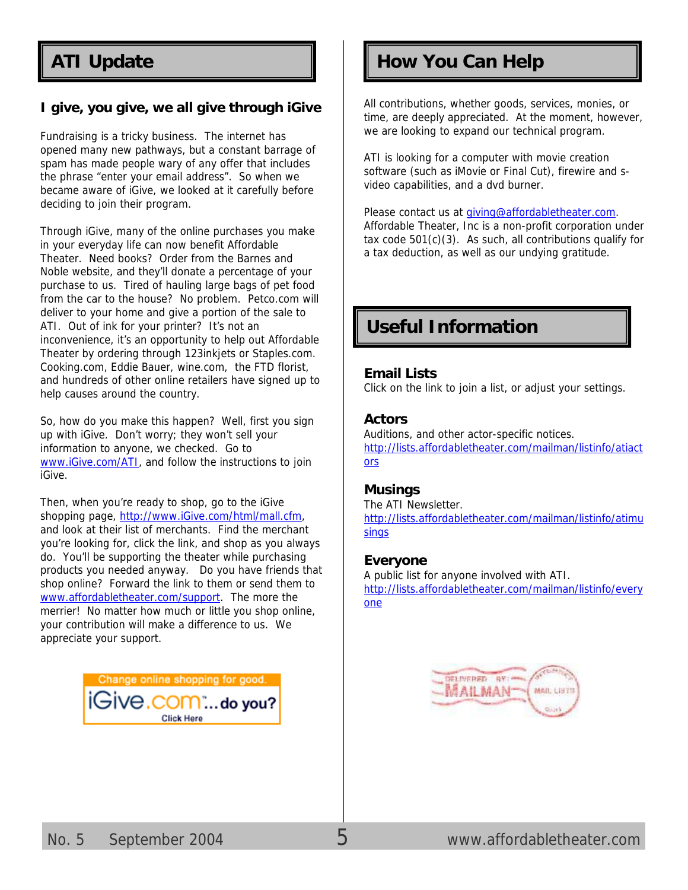## ATI Update

### I give, you give, we all give through iGive

Fundraising is a tricky business. The internet has opened many new pathways, but a constant barrage of spam has made people wary of any offer that includes the phrase "enter your email address". So when we became aware of iGive, we looked at it carefully before deciding to join their program.

Through iGive, many of the online purchases you make in your everyday life can now benefit Affordable Theater. Need books? Order from the Barnes and Noble website, and they'll donate a percentage of your purchase to us. Tired of hauling large bags of pet food from the car to the house? No problem. Petco.com will deliver to your home and give a portion of the sale to ATI. Out of ink for your printer? It's not an inconvenience, it's an opportunity to help out Affordable Theater by ordering through 123inkjets or Staples.com. Cooking.com, Eddie Bauer, wine.com, the FTD florist, and hundreds of other online retailers have signed up to help causes around the country.

So, how do you make this happen? Well, first you sign up with iGive. Don't worry; they won't sell your information to anyone, we checked. Go to www.iGive.com/ATI, and follow the instructions to join iGive.

Then, when you're ready to shop, go to the iGive shopping page, http://www.iGive.com/html/mall.cfm, and look at their list of merchants. Find the merchant you're looking for, click the link, and shop as you always do. You'll be supporting the theater while purchasing products you needed anyway. Do you have friends that shop online? Forward the link to them or send them to www.affordabletheater.com/support. The more the merrier! No matter how much or little you shop online, your contribution will make a difference to us. We appreciate your support.

Change online shopping for good.
iGive.com...do you?
Click Here

## How You Can Help

All contributions, whether goods, services, monies, or time, are deeply appreciated. At the moment, however, we are looking to expand our technical program.

ATI is looking for a computer with movie creation software (such as iMovie or Final Cut), firewire and s-video capabilities, and a dvd burner.

Please contact us at giving@affordabletheater.com. Affordable Theater, Inc is a non-profit corporation under tax code 501(c)(3). As such, all contributions qualify for a tax deduction, as well as our undying gratitude.

## Useful Information

### Email Lists

Click on the link to join a list, or adjust your settings.

### Actors

Auditions, and other actor-specific notices.
http://lists.affordabletheater.com/mailman/listinfo/atiactors

### Musings

The ATI Newsletter.
http://lists.affordabletheater.com/mailman/listinfo/atimusings

### Everyone

A public list for anyone involved with ATI.
http://lists.affordabletheater.com/mailman/listinfo/everyone